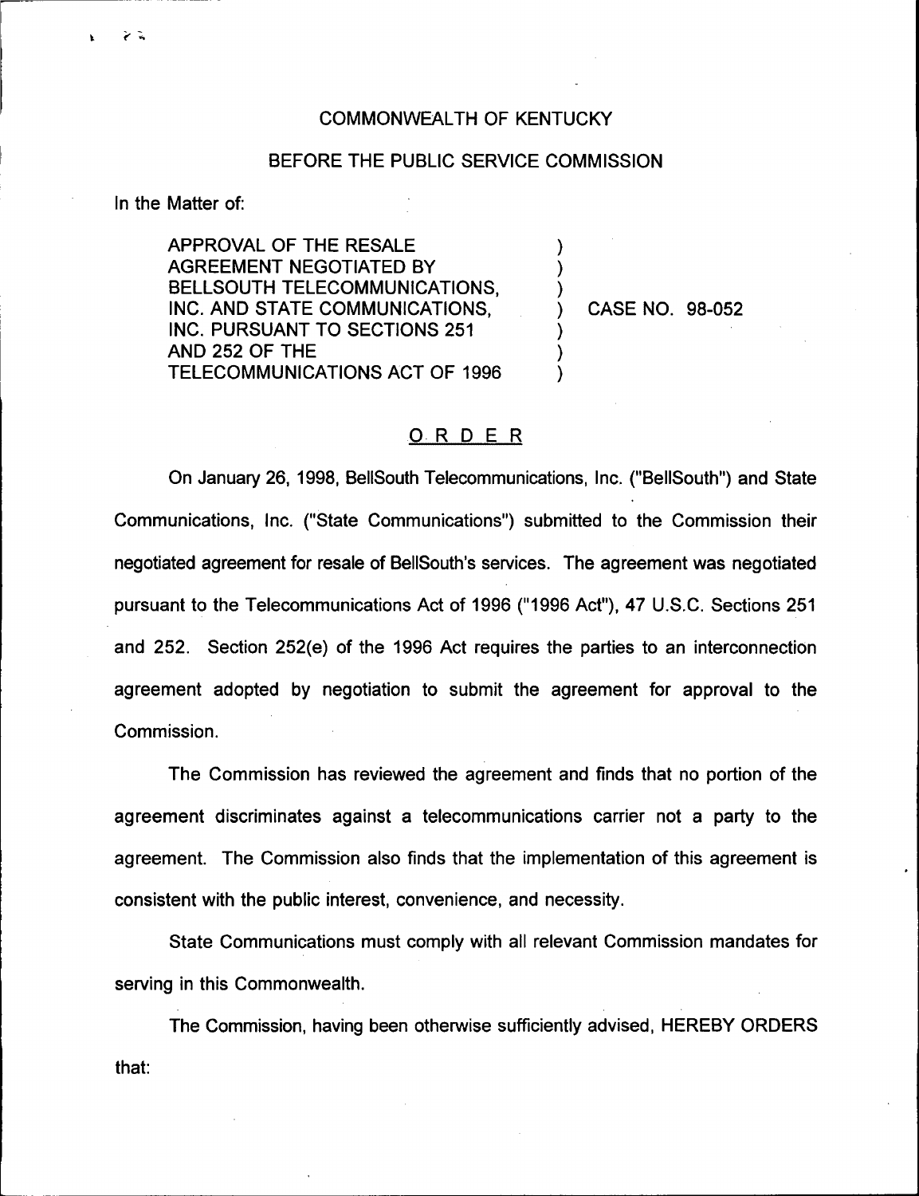COMMONWEALTH OF KENTUCKY

BEFORE THE PUBLIC SERVICE COMMISSION

In the Matter of:

APPROVAL OF THE RESALE AGREEMENT NEGOTIATED BY BELLSOUTH TELECOMMUNICATIONS, INC. AND STATE COMMUNICATIONS, INC. PURSUANT TO SECTIONS 251 AND 252 OF THE TELECOMMUNICATIONS ACT OF 1996 ) CASE NO. 98-052

## ORDER

On January 26, 1998, BellSouth Telecommunications, Inc. ("BellSouth") and State Communications, Inc. ("State Communications") submitted to the Commission their negotiated agreement for resale of BellSouth's services. The agreement was negotiated pursuant to the Telecommunications Act of 1996 ("1996 Act"), 47 U.S.C. Sections 251 and 252. Section 252(e) of the 1996 Act requires the parties to an interconnection agreement adopted by negotiation to submit the agreement for approval to the Commission.

The Commission has reviewed the agreement and finds that no portion of the agreement discriminates against a telecommunications carrier not a party to the agreement. The Commission also finds that the implementation of this agreement is consistent with the public interest, convenience, and necessity.

State Communications must comply with all relevant Commission mandates for serving in this Commonwealth.

The Commission, having been otherwise sufficiently advised, HEREBY ORDERS that: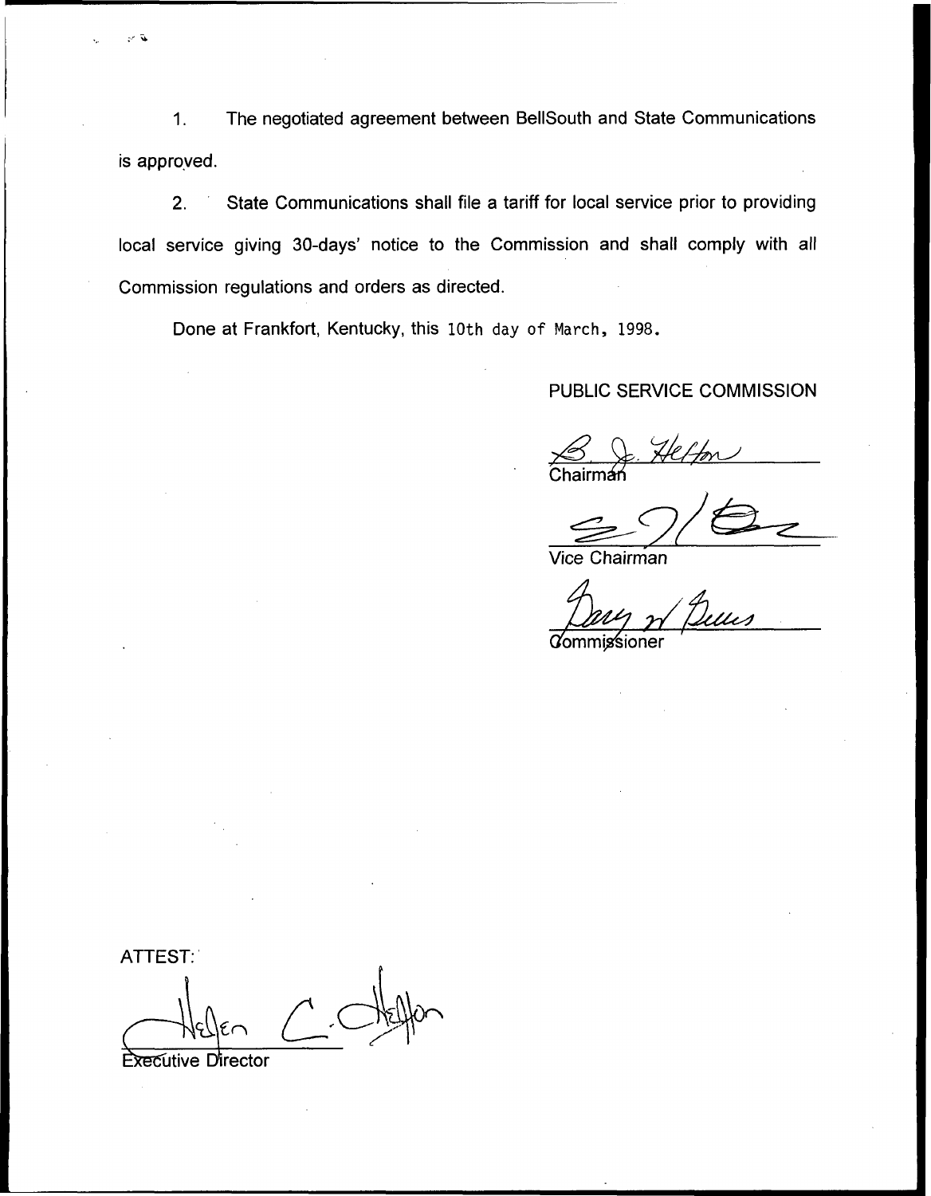1. The negotiated agreement between BellSouth and State Communications is approved.

2. State Communications shall file a tariff for local service prior to providing local service giving 30-days' notice to the Commission and shall comply with all Commission regulations and orders as directed.

Done at Frankfort, Kentucky, this 10th day of March, 1998.

PUBLIC SERVICE COMMISSION

Chairman

Vice Chairman

Commissioner

ATTEST:

Executive Director